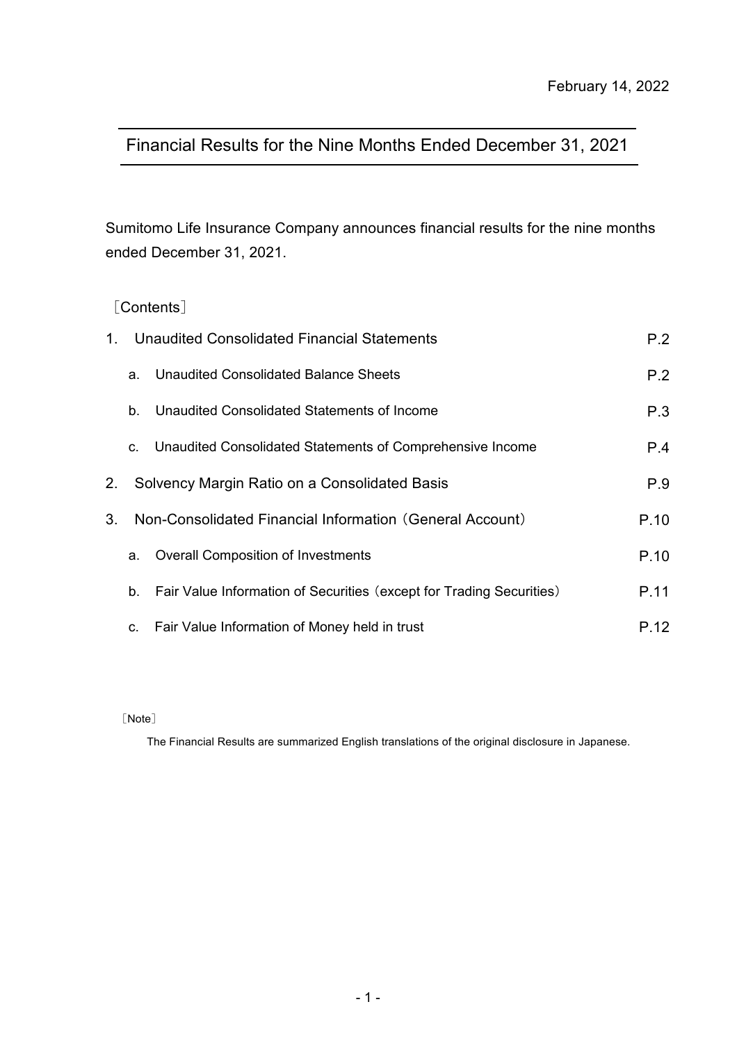February 14, 2022

# Financial Results for the Nine Months Ended December 31, 2021

Sumitomo Life Insurance Company announces financial results for the nine months ended December 31, 2021.

［Contents］

| | |
|---|---|
| 1. Unaudited Consolidated Financial Statements | P.2 |
| a. Unaudited Consolidated Balance Sheets | P.2 |
| b. Unaudited Consolidated Statements of Income | P.3 |
| c. Unaudited Consolidated Statements of Comprehensive Income | P.4 |
| 2. Solvency Margin Ratio on a Consolidated Basis | P.9 |
| 3. Non-Consolidated Financial Information（General Account） | P.10 |
| a. Overall Composition of Investments | P.10 |
| b. Fair Value Information of Securities（except for Trading Securities） | P.11 |
| c. Fair Value Information of Money held in trust | P.12 |

［Note］

The Financial Results are summarized English translations of the original disclosure in Japanese.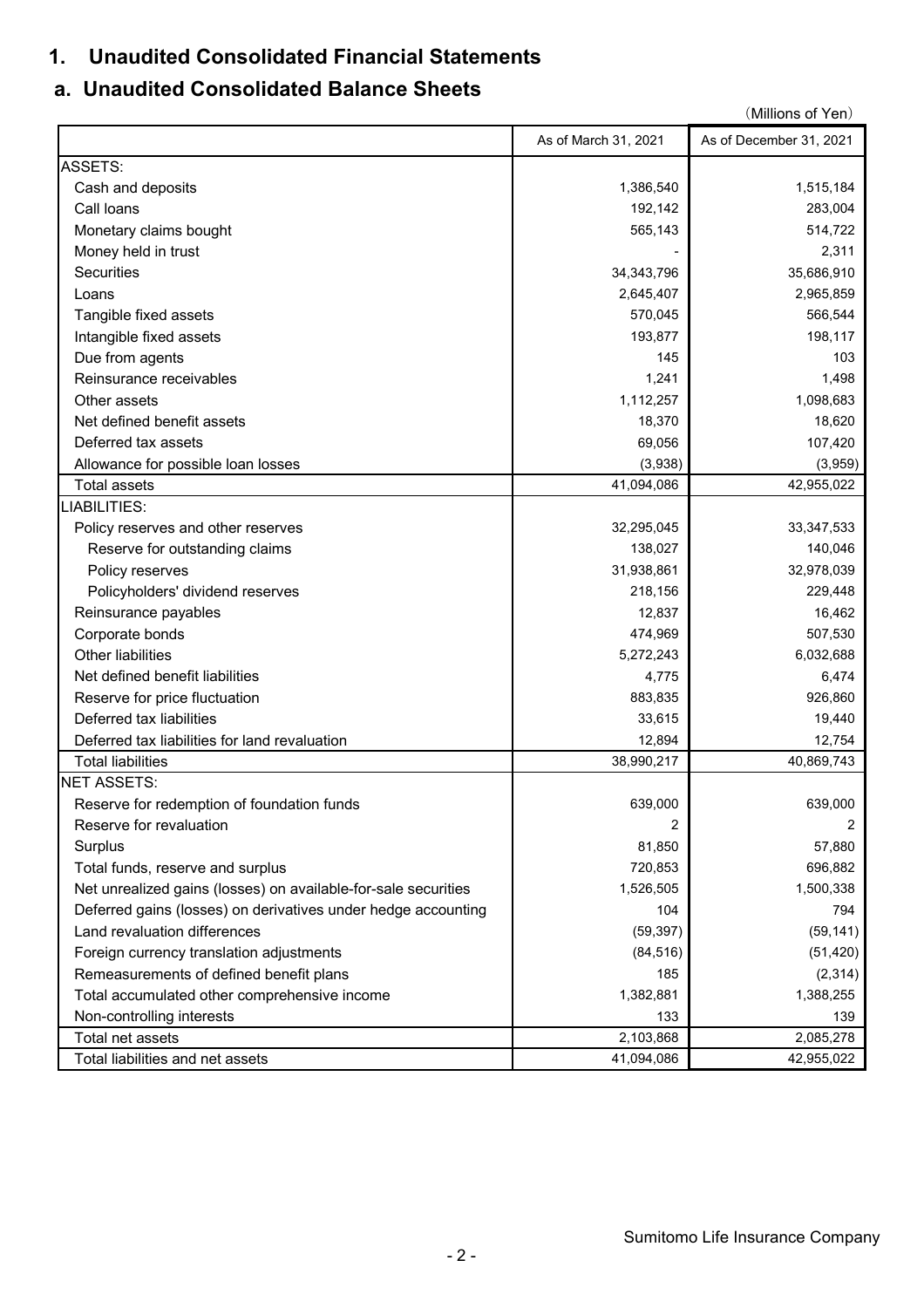# 1. Unaudited Consolidated Financial Statements

## a. Unaudited Consolidated Balance Sheets

（Millions of Yen）

| | As of March 31, 2021 | As of December 31, 2021 |
|---|---|---|
| ASSETS: | | |
| Cash and deposits | 1,386,540 | 1,515,184 |
| Call loans | 192,142 | 283,004 |
| Monetary claims bought | 565,143 | 514,722 |
| Money held in trust | - | 2,311 |
| Securities | 34,343,796 | 35,686,910 |
| Loans | 2,645,407 | 2,965,859 |
| Tangible fixed assets | 570,045 | 566,544 |
| Intangible fixed assets | 193,877 | 198,117 |
| Due from agents | 145 | 103 |
| Reinsurance receivables | 1,241 | 1,498 |
| Other assets | 1,112,257 | 1,098,683 |
| Net defined benefit assets | 18,370 | 18,620 |
| Deferred tax assets | 69,056 | 107,420 |
| Allowance for possible loan losses | (3,938) | (3,959) |
| Total assets | 41,094,086 | 42,955,022 |
| LIABILITIES: | | |
| Policy reserves and other reserves | 32,295,045 | 33,347,533 |
| Reserve for outstanding claims | 138,027 | 140,046 |
| Policy reserves | 31,938,861 | 32,978,039 |
| Policyholders' dividend reserves | 218,156 | 229,448 |
| Reinsurance payables | 12,837 | 16,462 |
| Corporate bonds | 474,969 | 507,530 |
| Other liabilities | 5,272,243 | 6,032,688 |
| Net defined benefit liabilities | 4,775 | 6,474 |
| Reserve for price fluctuation | 883,835 | 926,860 |
| Deferred tax liabilities | 33,615 | 19,440 |
| Deferred tax liabilities for land revaluation | 12,894 | 12,754 |
| Total liabilities | 38,990,217 | 40,869,743 |
| NET ASSETS: | | |
| Reserve for redemption of foundation funds | 639,000 | 639,000 |
| Reserve for revaluation | 2 | 2 |
| Surplus | 81,850 | 57,880 |
| Total funds, reserve and surplus | 720,853 | 696,882 |
| Net unrealized gains (losses) on available-for-sale securities | 1,526,505 | 1,500,338 |
| Deferred gains (losses) on derivatives under hedge accounting | 104 | 794 |
| Land revaluation differences | (59,397) | (59,141) |
| Foreign currency translation adjustments | (84,516) | (51,420) |
| Remeasurements of defined benefit plans | 185 | (2,314) |
| Total accumulated other comprehensive income | 1,382,881 | 1,388,255 |
| Non-controlling interests | 133 | 139 |
| Total net assets | 2,103,868 | 2,085,278 |
| Total liabilities and net assets | 41,094,086 | 42,955,022 |

Sumitomo Life Insurance Company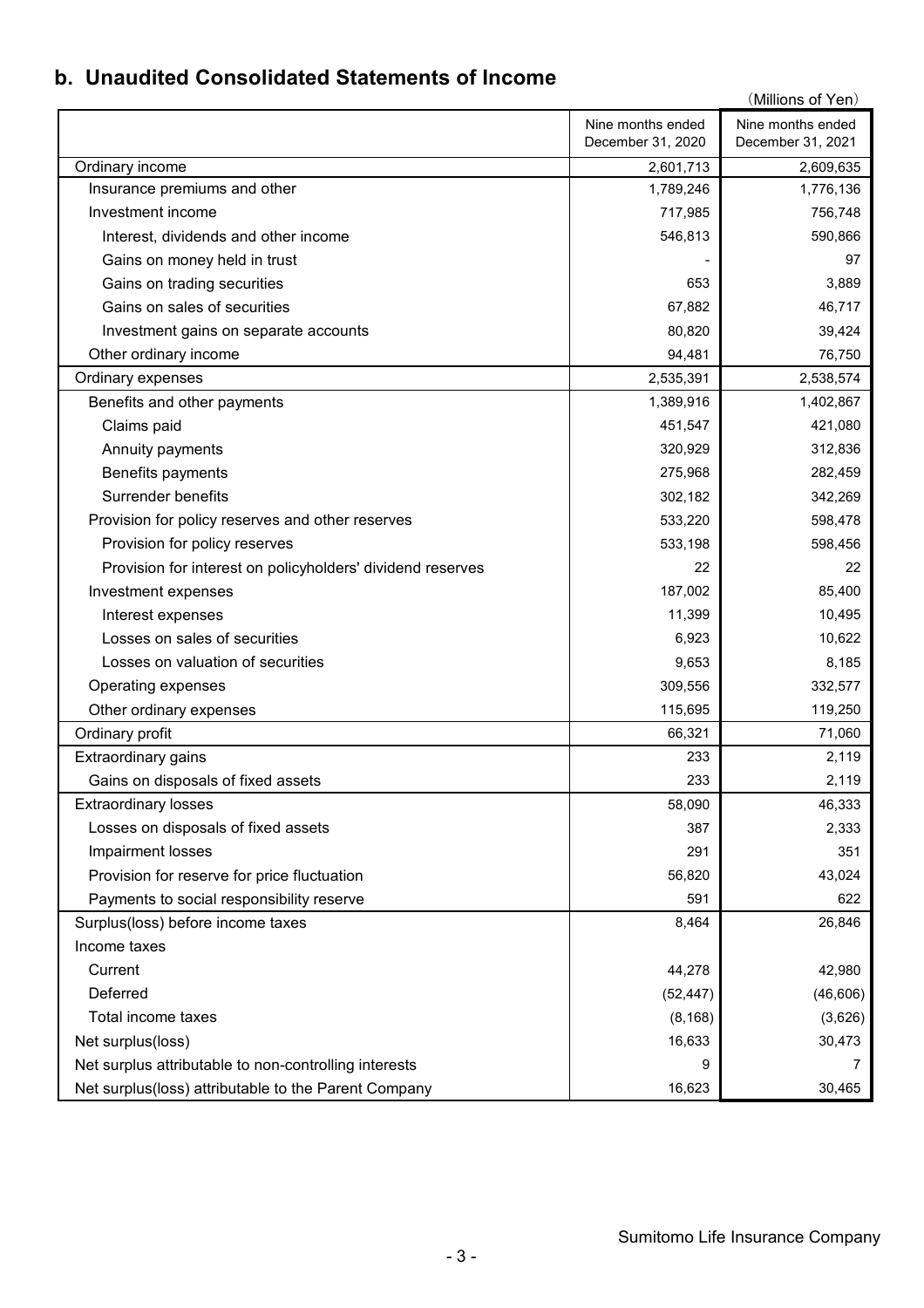## b. Unaudited Consolidated Statements of Income

(Millions of Yen)

| | Nine months ended December 31, 2020 | Nine months ended December 31, 2021 |
|---|---|---|
| Ordinary income | 2,601,713 | 2,609,635 |
| Insurance premiums and other | 1,789,246 | 1,776,136 |
| Investment income | 717,985 | 756,748 |
| Interest, dividends and other income | 546,813 | 590,866 |
| Gains on money held in trust | - | 97 |
| Gains on trading securities | 653 | 3,889 |
| Gains on sales of securities | 67,882 | 46,717 |
| Investment gains on separate accounts | 80,820 | 39,424 |
| Other ordinary income | 94,481 | 76,750 |
| Ordinary expenses | 2,535,391 | 2,538,574 |
| Benefits and other payments | 1,389,916 | 1,402,867 |
| Claims paid | 451,547 | 421,080 |
| Annuity payments | 320,929 | 312,836 |
| Benefits payments | 275,968 | 282,459 |
| Surrender benefits | 302,182 | 342,269 |
| Provision for policy reserves and other reserves | 533,220 | 598,478 |
| Provision for policy reserves | 533,198 | 598,456 |
| Provision for interest on policyholders' dividend reserves | 22 | 22 |
| Investment expenses | 187,002 | 85,400 |
| Interest expenses | 11,399 | 10,495 |
| Losses on sales of securities | 6,923 | 10,622 |
| Losses on valuation of securities | 9,653 | 8,185 |
| Operating expenses | 309,556 | 332,577 |
| Other ordinary expenses | 115,695 | 119,250 |
| Ordinary profit | 66,321 | 71,060 |
| Extraordinary gains | 233 | 2,119 |
| Gains on disposals of fixed assets | 233 | 2,119 |
| Extraordinary losses | 58,090 | 46,333 |
| Losses on disposals of fixed assets | 387 | 2,333 |
| Impairment losses | 291 | 351 |
| Provision for reserve for price fluctuation | 56,820 | 43,024 |
| Payments to social responsibility reserve | 591 | 622 |
| Surplus(loss) before income taxes | 8,464 | 26,846 |
| Income taxes | | |
| Current | 44,278 | 42,980 |
| Deferred | (52,447) | (46,606) |
| Total income taxes | (8,168) | (3,626) |
| Net surplus(loss) | 16,633 | 30,473 |
| Net surplus attributable to non-controlling interests | 9 | 7 |
| Net surplus(loss) attributable to the Parent Company | 16,623 | 30,465 |

Sumitomo Life Insurance Company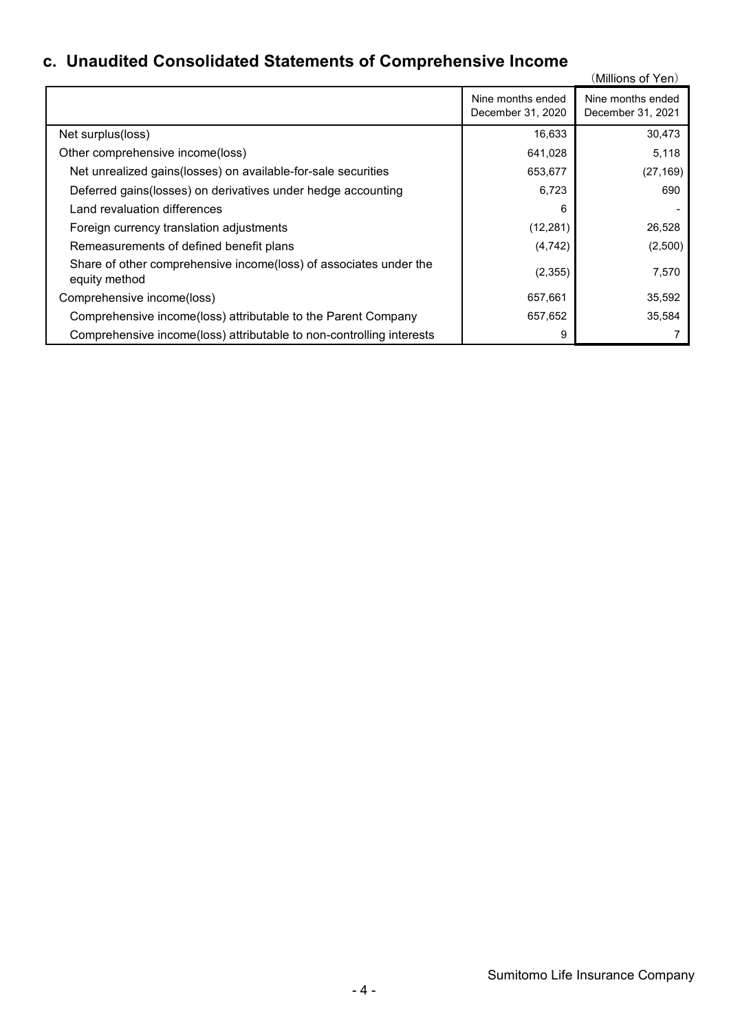## c. Unaudited Consolidated Statements of Comprehensive Income

（Millions of Yen）

| | Nine months ended December 31, 2020 | Nine months ended December 31, 2021 |
|---|---|---|
| Net surplus(loss) | 16,633 | 30,473 |
| Other comprehensive income(loss) | 641,028 | 5,118 |
| Net unrealized gains(losses) on available-for-sale securities | 653,677 | (27,169) |
| Deferred gains(losses) on derivatives under hedge accounting | 6,723 | 690 |
| Land revaluation differences | 6 | - |
| Foreign currency translation adjustments | (12,281) | 26,528 |
| Remeasurements of defined benefit plans | (4,742) | (2,500) |
| Share of other comprehensive income(loss) of associates under the equity method | (2,355) | 7,570 |
| Comprehensive income(loss) | 657,661 | 35,592 |
| Comprehensive income(loss) attributable to the Parent Company | 657,652 | 35,584 |
| Comprehensive income(loss) attributable to non-controlling interests | 9 | 7 |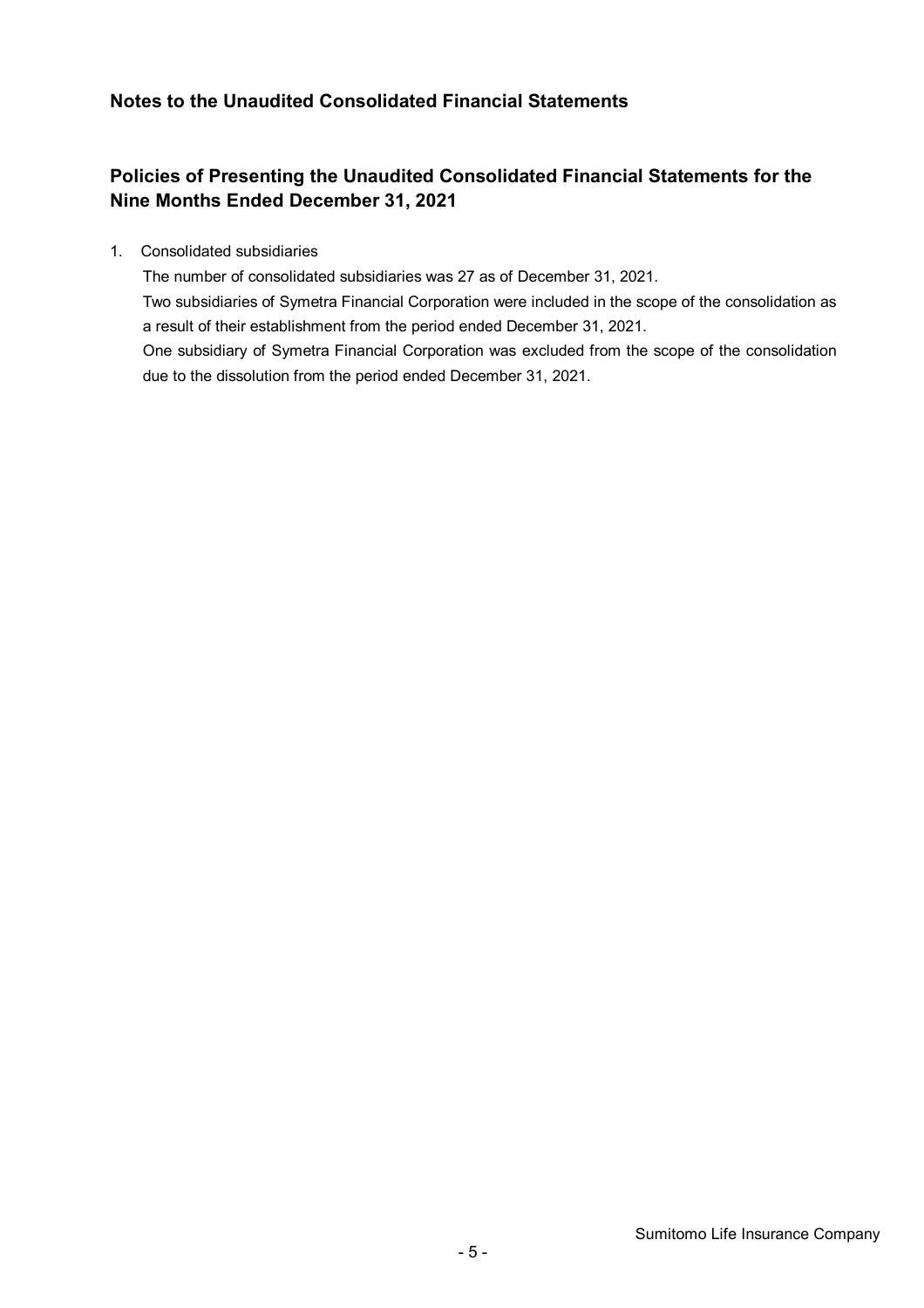## Notes to the Unaudited Consolidated Financial Statements

## Policies of Presenting the Unaudited Consolidated Financial Statements for the Nine Months Ended December 31, 2021

1. Consolidated subsidiaries

   The number of consolidated subsidiaries was 27 as of December 31, 2021.

   Two subsidiaries of Symetra Financial Corporation were included in the scope of the consolidation as a result of their establishment from the period ended December 31, 2021.

   One subsidiary of Symetra Financial Corporation was excluded from the scope of the consolidation due to the dissolution from the period ended December 31, 2021.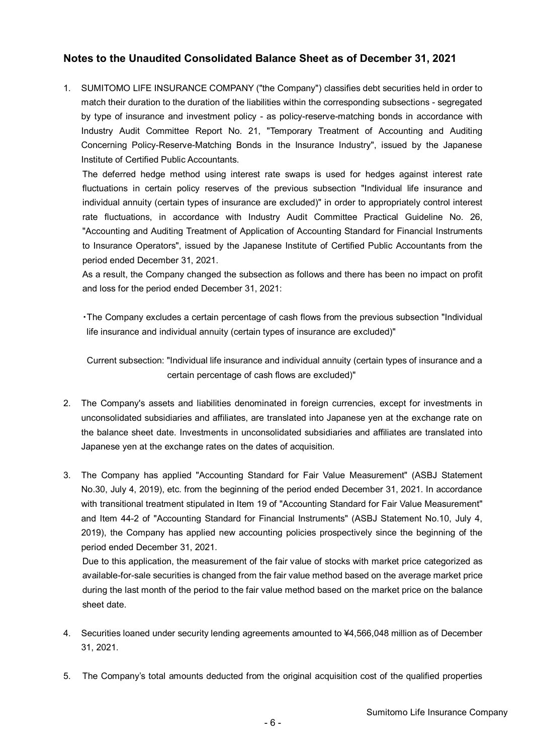## Notes to the Unaudited Consolidated Balance Sheet as of December 31, 2021

1. SUMITOMO LIFE INSURANCE COMPANY ("the Company") classifies debt securities held in order to match their duration to the duration of the liabilities within the corresponding subsections - segregated by type of insurance and investment policy - as policy-reserve-matching bonds in accordance with Industry Audit Committee Report No. 21, "Temporary Treatment of Accounting and Auditing Concerning Policy-Reserve-Matching Bonds in the Insurance Industry", issued by the Japanese Institute of Certified Public Accountants.

   The deferred hedge method using interest rate swaps is used for hedges against interest rate fluctuations in certain policy reserves of the previous subsection "Individual life insurance and individual annuity (certain types of insurance are excluded)" in order to appropriately control interest rate fluctuations, in accordance with Industry Audit Committee Practical Guideline No. 26, "Accounting and Auditing Treatment of Application of Accounting Standard for Financial Instruments to Insurance Operators", issued by the Japanese Institute of Certified Public Accountants from the period ended December 31, 2021.

   As a result, the Company changed the subsection as follows and there has been no impact on profit and loss for the period ended December 31, 2021:

   ・The Company excludes a certain percentage of cash flows from the previous subsection "Individual life insurance and individual annuity (certain types of insurance are excluded)"

   Current subsection: "Individual life insurance and individual annuity (certain types of insurance and a certain percentage of cash flows are excluded)"

2. The Company's assets and liabilities denominated in foreign currencies, except for investments in unconsolidated subsidiaries and affiliates, are translated into Japanese yen at the exchange rate on the balance sheet date. Investments in unconsolidated subsidiaries and affiliates are translated into Japanese yen at the exchange rates on the dates of acquisition.

3. The Company has applied "Accounting Standard for Fair Value Measurement" (ASBJ Statement No.30, July 4, 2019), etc. from the beginning of the period ended December 31, 2021. In accordance with transitional treatment stipulated in Item 19 of "Accounting Standard for Fair Value Measurement" and Item 44-2 of "Accounting Standard for Financial Instruments" (ASBJ Statement No.10, July 4, 2019), the Company has applied new accounting policies prospectively since the beginning of the period ended December 31, 2021.

   Due to this application, the measurement of the fair value of stocks with market price categorized as available-for-sale securities is changed from the fair value method based on the average market price during the last month of the period to the fair value method based on the market price on the balance sheet date.

4. Securities loaned under security lending agreements amounted to ¥4,566,048 million as of December 31, 2021.

5. The Company's total amounts deducted from the original acquisition cost of the qualified properties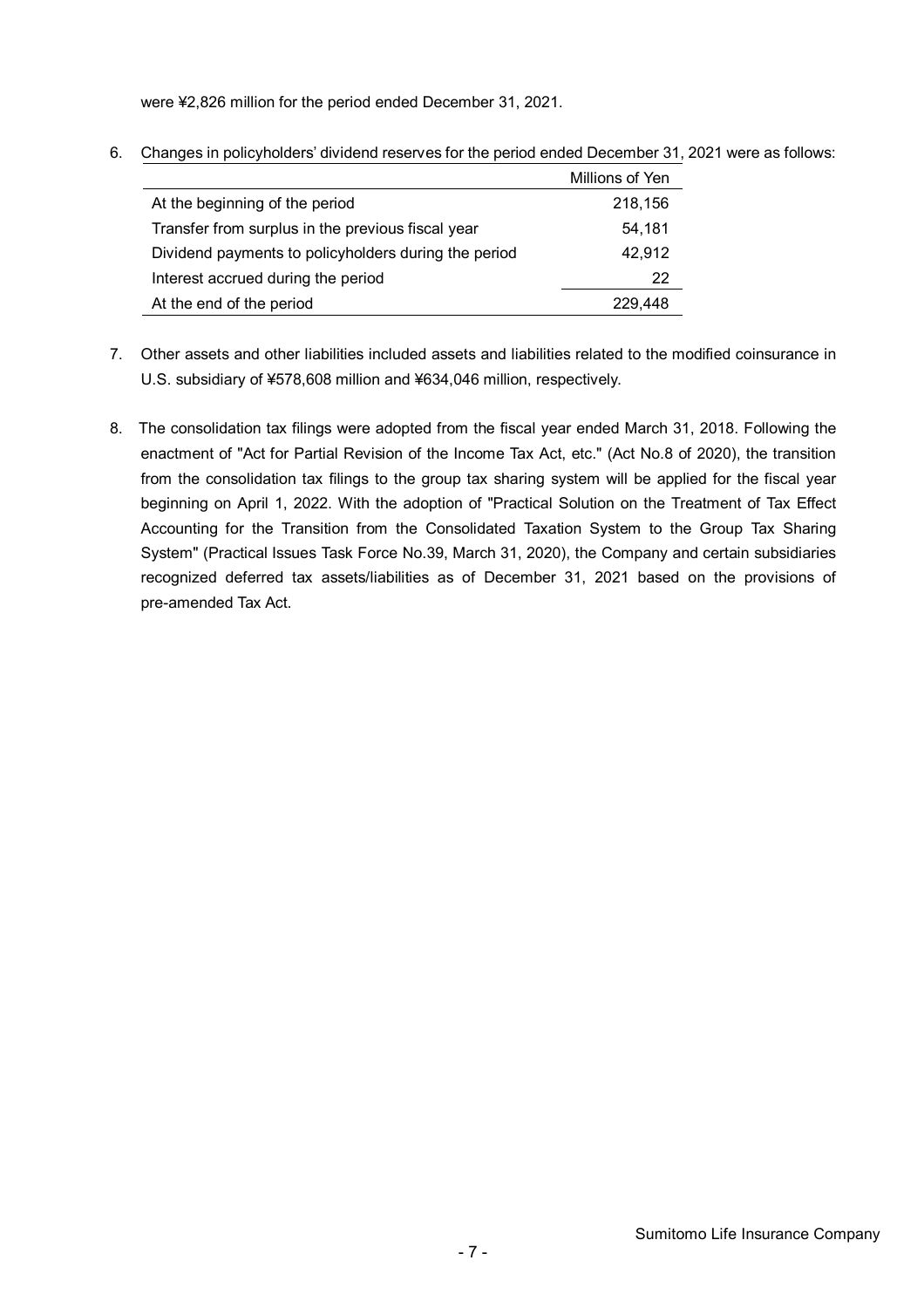were ¥2,826 million for the period ended December 31, 2021.

6. Changes in policyholders' dividend reserves for the period ended December 31, 2021 were as follows:

| | Millions of Yen |
|---|---|
| At the beginning of the period | 218,156 |
| Transfer from surplus in the previous fiscal year | 54,181 |
| Dividend payments to policyholders during the period | 42,912 |
| Interest accrued during the period | 22 |
| At the end of the period | 229,448 |

7. Other assets and other liabilities included assets and liabilities related to the modified coinsurance in U.S. subsidiary of ¥578,608 million and ¥634,046 million, respectively.

8. The consolidation tax filings were adopted from the fiscal year ended March 31, 2018. Following the enactment of "Act for Partial Revision of the Income Tax Act, etc." (Act No.8 of 2020), the transition from the consolidation tax filings to the group tax sharing system will be applied for the fiscal year beginning on April 1, 2022. With the adoption of "Practical Solution on the Treatment of Tax Effect Accounting for the Transition from the Consolidated Taxation System to the Group Tax Sharing System" (Practical Issues Task Force No.39, March 31, 2020), the Company and certain subsidiaries recognized deferred tax assets/liabilities as of December 31, 2021 based on the provisions of pre-amended Tax Act.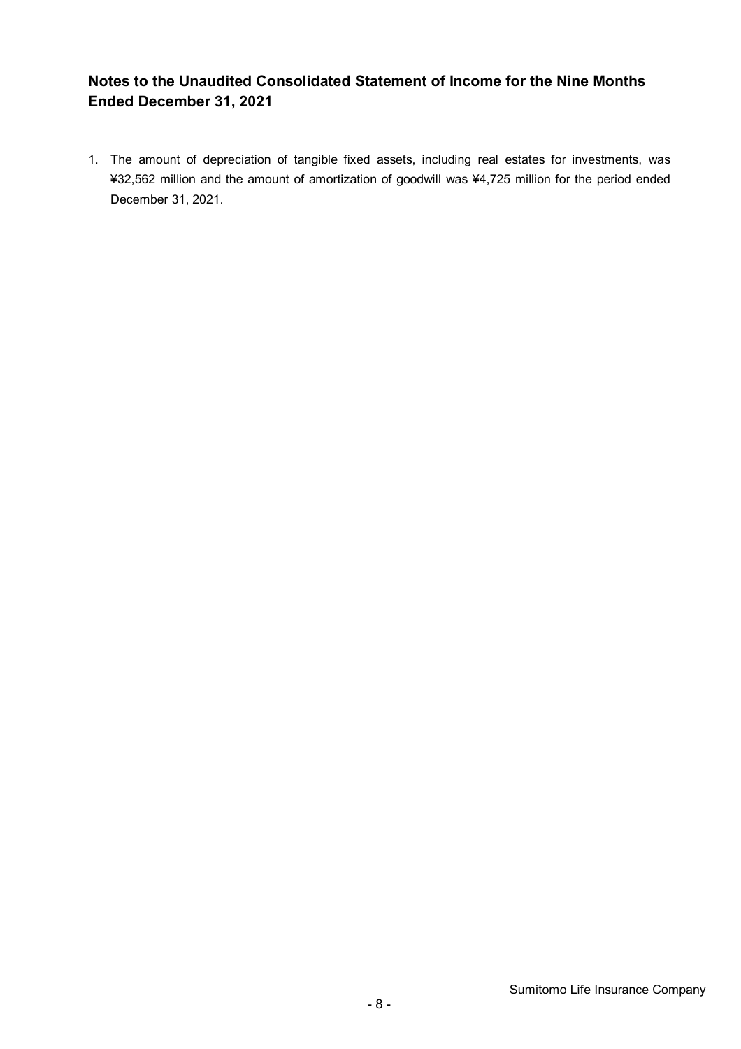## Notes to the Unaudited Consolidated Statement of Income for the Nine Months Ended December 31, 2021

1. The amount of depreciation of tangible fixed assets, including real estates for investments, was ¥32,562 million and the amount of amortization of goodwill was ¥4,725 million for the period ended December 31, 2021.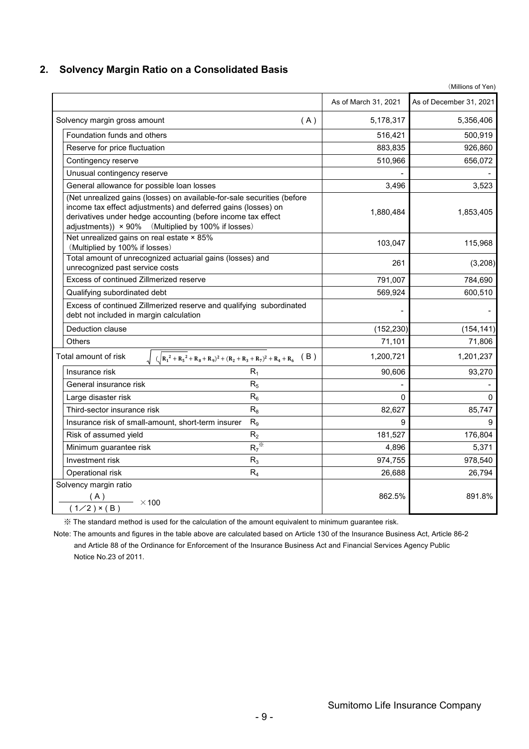## 2. Solvency Margin Ratio on a Consolidated Basis

（Millions of Yen）

| | | As of March 31, 2021 | As of December 31, 2021 |
|---|---|---|---|
| Solvency margin gross amount | (A) | 5,178,317 | 5,356,406 |
| Foundation funds and others | | 516,421 | 500,919 |
| Reserve for price fluctuation | | 883,835 | 926,860 |
| Contingency reserve | | 510,966 | 656,072 |
| Unusual contingency reserve | | - | - |
| General allowance for possible loan losses | | 3,496 | 3,523 |
| (Net unrealized gains (losses) on available-for-sale securities (before income tax effect adjustments) and deferred gains (losses) on derivatives under hedge accounting (before income tax effect adjustments)) × 90% （Multiplied by 100% if losses） | | 1,880,484 | 1,853,405 |
| Net unrealized gains on real estate × 85% （Multiplied by 100% if losses） | | 103,047 | 115,968 |
| Total amount of unrecognized actuarial gains (losses) and unrecognized past service costs | | 261 | (3,208) |
| Excess of continued Zillmerized reserve | | 791,007 | 784,690 |
| Qualifying subordinated debt | | 569,924 | 600,510 |
| Excess of continued Zillmerized reserve and qualifying subordinated debt not included in margin calculation | | - | - |
| Deduction clause | | (152,230) | (154,141) |
| Others | | 71,101 | 71,806 |
| Total amount of risk $\sqrt{(\sqrt{R_1^2 + R_5^2} + R_8 + R_9)^2 + (R_2 + R_3 + R_7)^2} + R_4 + R_6$ | (B) | 1,200,721 | 1,201,237 |
| Insurance risk | $R_1$ | 90,606 | 93,270 |
| General insurance risk | $R_5$ | - | - |
| Large disaster risk | $R_6$ | 0 | 0 |
| Third-sector insurance risk | $R_8$ | 82,627 | 85,747 |
| Insurance risk of small-amount, short-term insurer | $R_9$ | 9 | 9 |
| Risk of assumed yield | $R_2$ | 181,527 | 176,804 |
| Minimum guarantee risk | $R_7$※ | 4,896 | 5,371 |
| Investment risk | $R_3$ | 974,755 | 978,540 |
| Operational risk | $R_4$ | 26,688 | 26,794 |
| Solvency margin ratio $\dfrac{(A)}{(1/2) \times (B)} \times 100$ | | 862.5% | 891.8% |

※ The standard method is used for the calculation of the amount equivalent to minimum guarantee risk.

Note: The amounts and figures in the table above are calculated based on Article 130 of the Insurance Business Act, Article 86-2 and Article 88 of the Ordinance for Enforcement of the Insurance Business Act and Financial Services Agency Public Notice No.23 of 2011.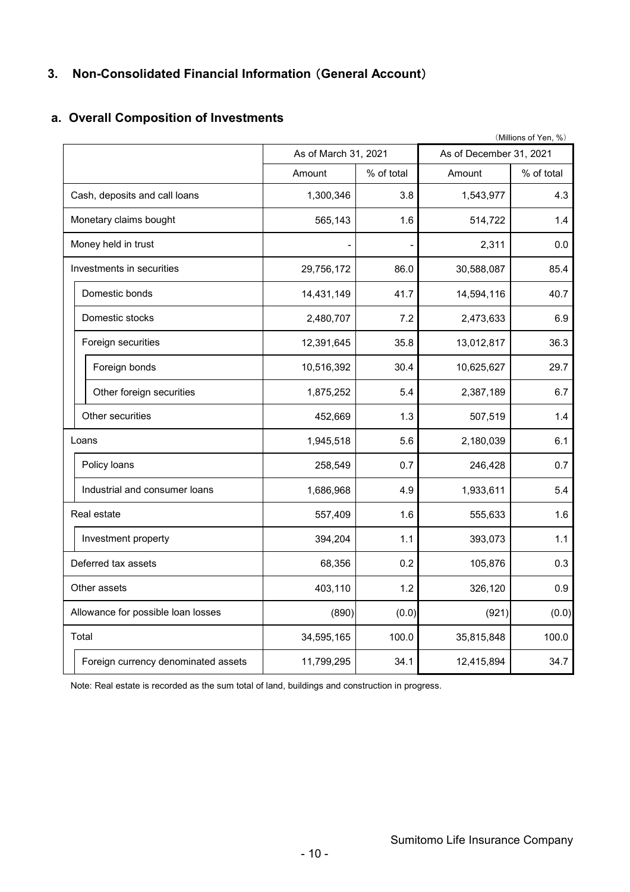## 3. Non-Consolidated Financial Information（General Account）

### a. Overall Composition of Investments

（Millions of Yen, %）

| | As of March 31, 2021 | | As of December 31, 2021 | |
|---|---|---|---|---|
| | Amount | % of total | Amount | % of total |
| Cash, deposits and call loans | 1,300,346 | 3.8 | 1,543,977 | 4.3 |
| Monetary claims bought | 565,143 | 1.6 | 514,722 | 1.4 |
| Money held in trust | - | - | 2,311 | 0.0 |
| Investments in securities | 29,756,172 | 86.0 | 30,588,087 | 85.4 |
| Domestic bonds | 14,431,149 | 41.7 | 14,594,116 | 40.7 |
| Domestic stocks | 2,480,707 | 7.2 | 2,473,633 | 6.9 |
| Foreign securities | 12,391,645 | 35.8 | 13,012,817 | 36.3 |
| Foreign bonds | 10,516,392 | 30.4 | 10,625,627 | 29.7 |
| Other foreign securities | 1,875,252 | 5.4 | 2,387,189 | 6.7 |
| Other securities | 452,669 | 1.3 | 507,519 | 1.4 |
| Loans | 1,945,518 | 5.6 | 2,180,039 | 6.1 |
| Policy loans | 258,549 | 0.7 | 246,428 | 0.7 |
| Industrial and consumer loans | 1,686,968 | 4.9 | 1,933,611 | 5.4 |
| Real estate | 557,409 | 1.6 | 555,633 | 1.6 |
| Investment property | 394,204 | 1.1 | 393,073 | 1.1 |
| Deferred tax assets | 68,356 | 0.2 | 105,876 | 0.3 |
| Other assets | 403,110 | 1.2 | 326,120 | 0.9 |
| Allowance for possible loan losses | (890) | (0.0) | (921) | (0.0) |
| Total | 34,595,165 | 100.0 | 35,815,848 | 100.0 |
| Foreign currency denominated assets | 11,799,295 | 34.1 | 12,415,894 | 34.7 |

Note: Real estate is recorded as the sum total of land, buildings and construction in progress.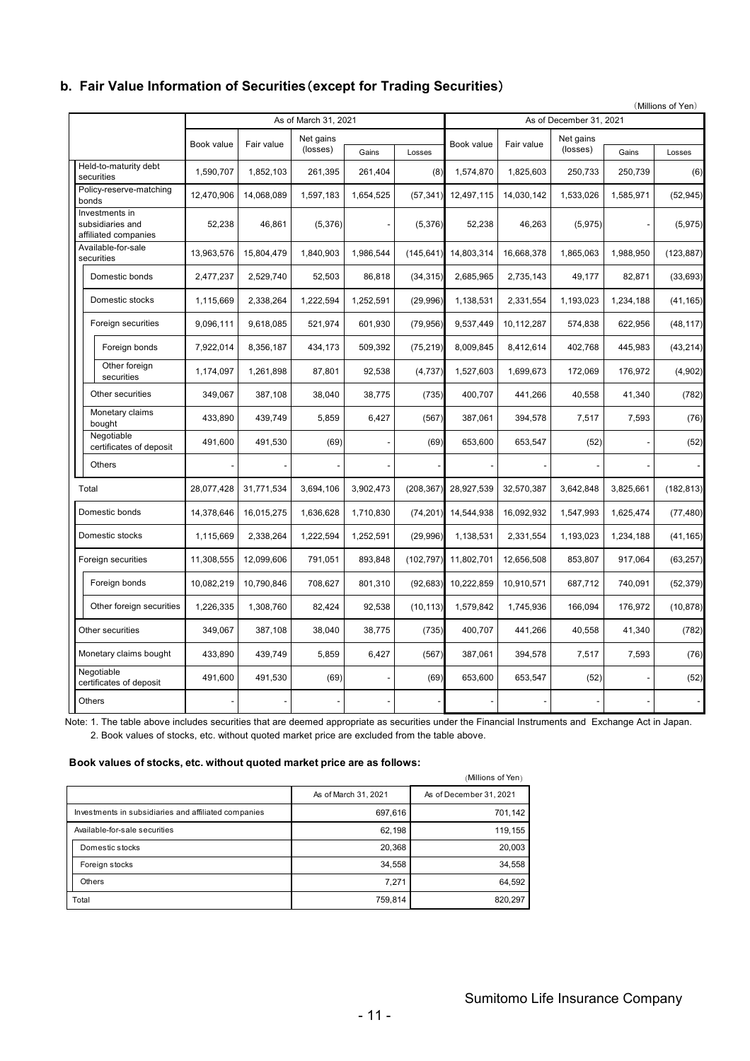## b. Fair Value Information of Securities (except for Trading Securities)

(Millions of Yen)

| | As of March 31, 2021 | | | | | As of December 31, 2021 | | | | |
|---|---|---|---|---|---|---|---|---|---|---|
| | Book value | Fair value | Net gains (losses) | Gains | Losses | Book value | Fair value | Net gains (losses) | Gains | Losses |
| Held-to-maturity debt securities | 1,590,707 | 1,852,103 | 261,395 | 261,404 | (8) | 1,574,870 | 1,825,603 | 250,733 | 250,739 | (6) |
| Policy-reserve-matching bonds | 12,470,906 | 14,068,089 | 1,597,183 | 1,654,525 | (57,341) | 12,497,115 | 14,030,142 | 1,533,026 | 1,585,971 | (52,945) |
| Investments in subsidiaries and affiliated companies | 52,238 | 46,861 | (5,376) | - | (5,376) | 52,238 | 46,263 | (5,975) | - | (5,975) |
| Available-for-sale securities | 13,963,576 | 15,804,479 | 1,840,903 | 1,986,544 | (145,641) | 14,803,314 | 16,668,378 | 1,865,063 | 1,988,950 | (123,887) |
| Domestic bonds | 2,477,237 | 2,529,740 | 52,503 | 86,818 | (34,315) | 2,685,965 | 2,735,143 | 49,177 | 82,871 | (33,693) |
| Domestic stocks | 1,115,669 | 2,338,264 | 1,222,594 | 1,252,591 | (29,996) | 1,138,531 | 2,331,554 | 1,193,023 | 1,234,188 | (41,165) |
| Foreign securities | 9,096,111 | 9,618,085 | 521,974 | 601,930 | (79,956) | 9,537,449 | 10,112,287 | 574,838 | 622,956 | (48,117) |
| Foreign bonds | 7,922,014 | 8,356,187 | 434,173 | 509,392 | (75,219) | 8,009,845 | 8,412,614 | 402,768 | 445,983 | (43,214) |
| Other foreign securities | 1,174,097 | 1,261,898 | 87,801 | 92,538 | (4,737) | 1,527,603 | 1,699,673 | 172,069 | 176,972 | (4,902) |
| Other securities | 349,067 | 387,108 | 38,040 | 38,775 | (735) | 400,707 | 441,266 | 40,558 | 41,340 | (782) |
| Monetary claims bought | 433,890 | 439,749 | 5,859 | 6,427 | (567) | 387,061 | 394,578 | 7,517 | 7,593 | (76) |
| Negotiable certificates of deposit | 491,600 | 491,530 | (69) | - | (69) | 653,600 | 653,547 | (52) | - | (52) |
| Others | - | - | - | - | - | - | - | - | - | - |
| Total | 28,077,428 | 31,771,534 | 3,694,106 | 3,902,473 | (208,367) | 28,927,539 | 32,570,387 | 3,642,848 | 3,825,661 | (182,813) |
| Domestic bonds | 14,378,646 | 16,015,275 | 1,636,628 | 1,710,830 | (74,201) | 14,544,938 | 16,092,932 | 1,547,993 | 1,625,474 | (77,480) |
| Domestic stocks | 1,115,669 | 2,338,264 | 1,222,594 | 1,252,591 | (29,996) | 1,138,531 | 2,331,554 | 1,193,023 | 1,234,188 | (41,165) |
| Foreign securities | 11,308,555 | 12,099,606 | 791,051 | 893,848 | (102,797) | 11,802,701 | 12,656,508 | 853,807 | 917,064 | (63,257) |
| Foreign bonds | 10,082,219 | 10,790,846 | 708,627 | 801,310 | (92,683) | 10,222,859 | 10,910,571 | 687,712 | 740,091 | (52,379) |
| Other foreign securities | 1,226,335 | 1,308,760 | 82,424 | 92,538 | (10,113) | 1,579,842 | 1,745,936 | 166,094 | 176,972 | (10,878) |
| Other securities | 349,067 | 387,108 | 38,040 | 38,775 | (735) | 400,707 | 441,266 | 40,558 | 41,340 | (782) |
| Monetary claims bought | 433,890 | 439,749 | 5,859 | 6,427 | (567) | 387,061 | 394,578 | 7,517 | 7,593 | (76) |
| Negotiable certificates of deposit | 491,600 | 491,530 | (69) | - | (69) | 653,600 | 653,547 | (52) | - | (52) |
| Others | - | - | - | - | - | - | - | - | - | - |

Note: 1. The table above includes securities that are deemed appropriate as securities under the Financial Instruments and Exchange Act in Japan.
2. Book values of stocks, etc. without quoted market price are excluded from the table above.

**Book values of stocks, etc. without quoted market price are as follows:**

(Millions of Yen)

| | As of March 31, 2021 | As of December 31, 2021 |
|---|---|---|
| Investments in subsidiaries and affiliated companies | 697,616 | 701,142 |
| Available-for-sale securities | 62,198 | 119,155 |
| Domestic stocks | 20,368 | 20,003 |
| Foreign stocks | 34,558 | 34,558 |
| Others | 7,271 | 64,592 |
| Total | 759,814 | 820,297 |

Sumitomo Life Insurance Company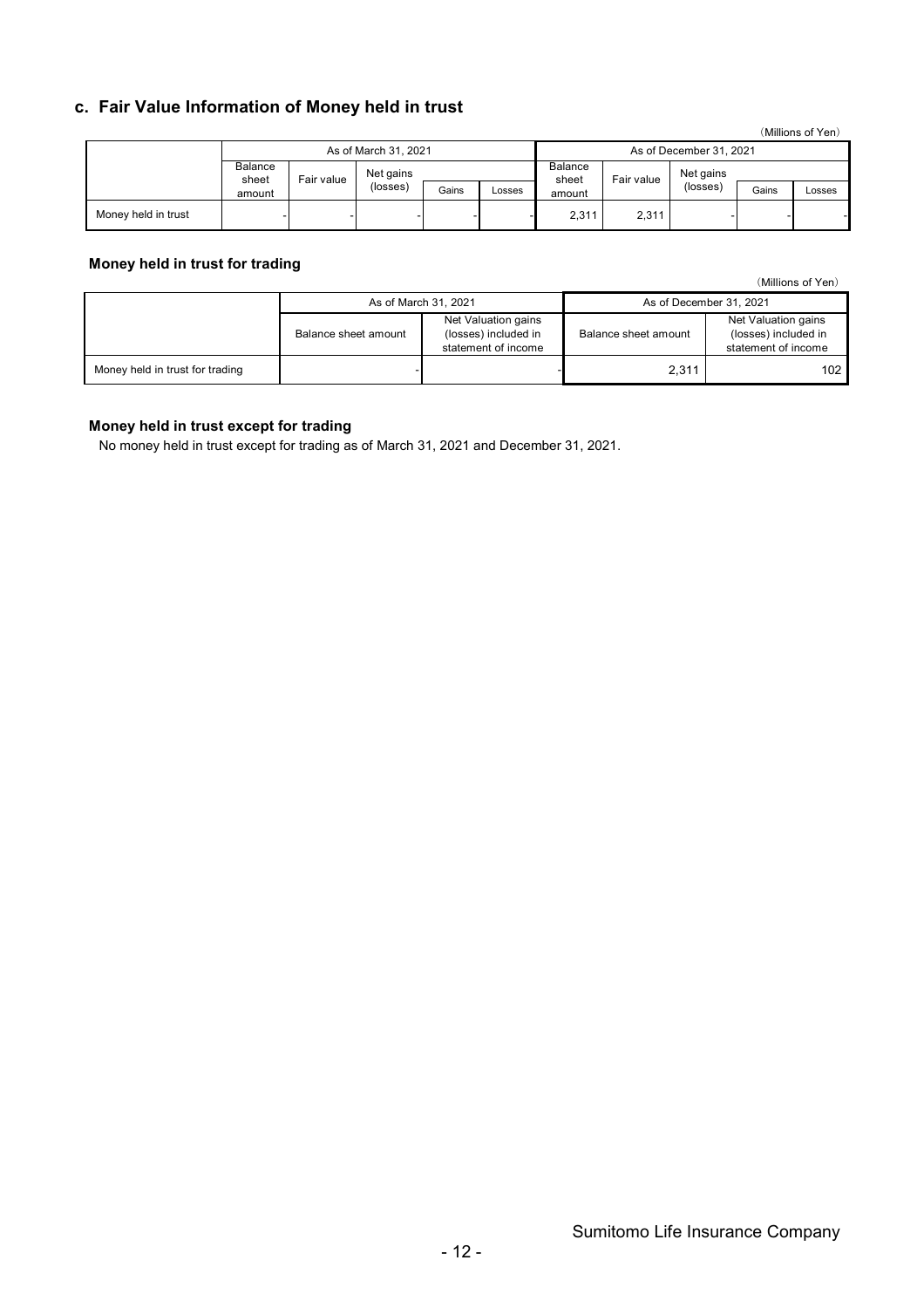## c. Fair Value Information of Money held in trust

(Millions of Yen)

| | As of March 31, 2021 | | | | | As of December 31, 2021 | | | | |
|---|---|---|---|---|---|---|---|---|---|---|
| | Balance sheet amount | Fair value | Net gains (losses) | Gains | Losses | Balance sheet amount | Fair value | Net gains (losses) | Gains | Losses |
| Money held in trust | - | - | - | - | - | 2,311 | 2,311 | - | - | - |

### Money held in trust for trading

(Millions of Yen)

| | As of March 31, 2021 | | As of December 31, 2021 | |
|---|---|---|---|---|
| | Balance sheet amount | Net Valuation gains (losses) included in statement of income | Balance sheet amount | Net Valuation gains (losses) included in statement of income |
| Money held in trust for trading | - | - | 2,311 | 102 |

### Money held in trust except for trading

No money held in trust except for trading as of March 31, 2021 and December 31, 2021.